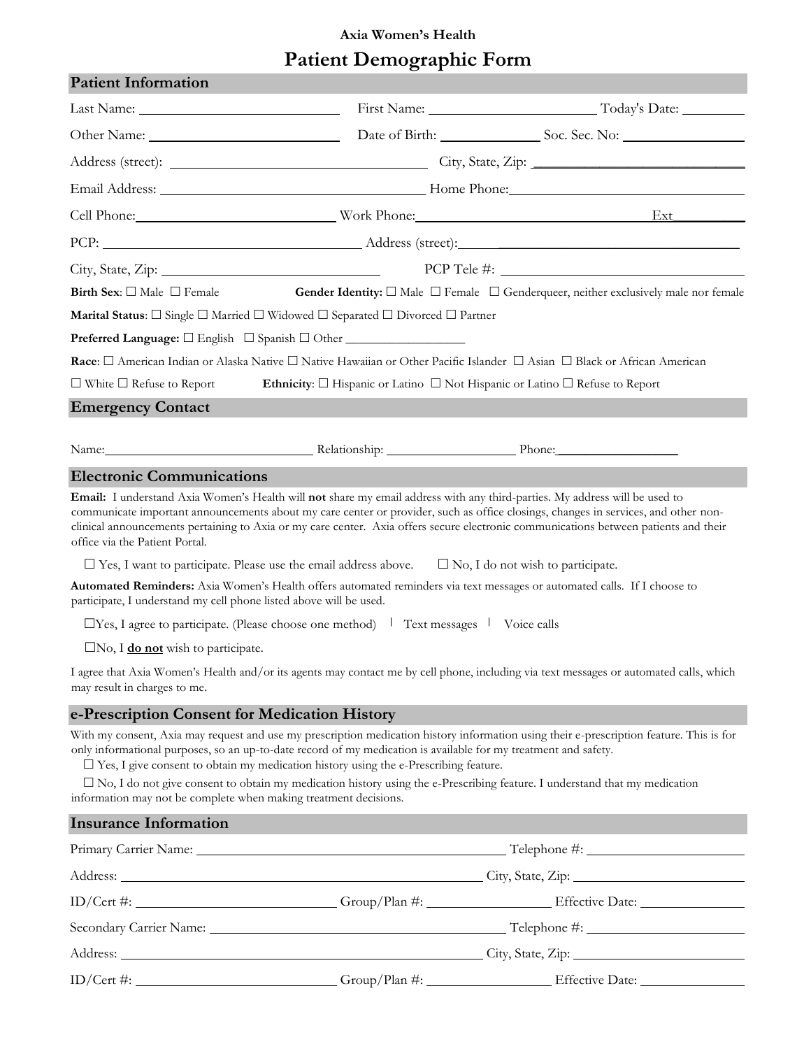**Axia Women's Health**

# Patient Demographic Form

## Patient Information

Last Name: ____________________ First Name: ____________________ Today's Date: __________

Other Name: ____________________ Date of Birth: ______________ Soc. Sec. No: ________________

Address (street): ______________________________ City, State, Zip: ______________________________

Email Address: ______________________________ Home Phone: ______________________________

Cell Phone: ____________________ Work Phone: ______________________________ Ext__________

PCP: ______________________________ Address (street): ______________________________

City, State, Zip: ______________________________ PCP Tele #: ______________________________

**Birth Sex**: ☐ Male ☐ Female **Gender Identity:** ☐ Male ☐ Female ☐ Genderqueer, neither exclusively male nor female

**Marital Status**: ☐ Single ☐ Married ☐ Widowed ☐ Separated ☐ Divorced ☐ Partner

**Preferred Language:** ☐ English ☐ Spanish ☐ Other __________________

**Race**: ☐ American Indian or Alaska Native ☐ Native Hawaiian or Other Pacific Islander ☐ Asian ☐ Black or African American ☐ White ☐ Refuse to Report **Ethnicity**: ☐ Hispanic or Latino ☐ Not Hispanic or Latino ☐ Refuse to Report

## Emergency Contact

Name: ______________________________ Relationship: ____________________ Phone: ____________________

## Electronic Communications

**Email:** I understand Axia Women's Health will **not** share my email address with any third-parties. My address will be used to communicate important announcements about my care center or provider, such as office closings, changes in services, and other non-clinical announcements pertaining to Axia or my care center. Axia offers secure electronic communications between patients and their office via the Patient Portal.

☐ Yes, I want to participate. Please use the email address above. ☐ No, I do not wish to participate.

**Automated Reminders:** Axia Women's Health offers automated reminders via text messages or automated calls. If I choose to participate, I understand my cell phone listed above will be used.

☐Yes, I agree to participate. (Please choose one method) ǀ Text messages ǀ Voice calls

☐No, I **do not** wish to participate.

I agree that Axia Women's Health and/or its agents may contact me by cell phone, including via text messages or automated calls, which may result in charges to me.

## e-Prescription Consent for Medication History

With my consent, Axia may request and use my prescription medication history information using their e-prescription feature. This is for only informational purposes, so an up-to-date record of my medication is available for my treatment and safety.

☐ Yes, I give consent to obtain my medication history using the e-Prescribing feature.

☐ No, I do not give consent to obtain my medication history using the e-Prescribing feature. I understand that my medication information may not be complete when making treatment decisions.

## Insurance Information

Primary Carrier Name: ______________________________ Telephone #: ____________________

Address: ______________________________ City, State, Zip: ____________________

ID/Cert #: ____________________ Group/Plan #: ____________________ Effective Date: ______________

Secondary Carrier Name: ______________________________ Telephone #: ____________________

Address: ______________________________ City, State, Zip: ____________________

ID/Cert #: ____________________ Group/Plan #: ____________________ Effective Date: ______________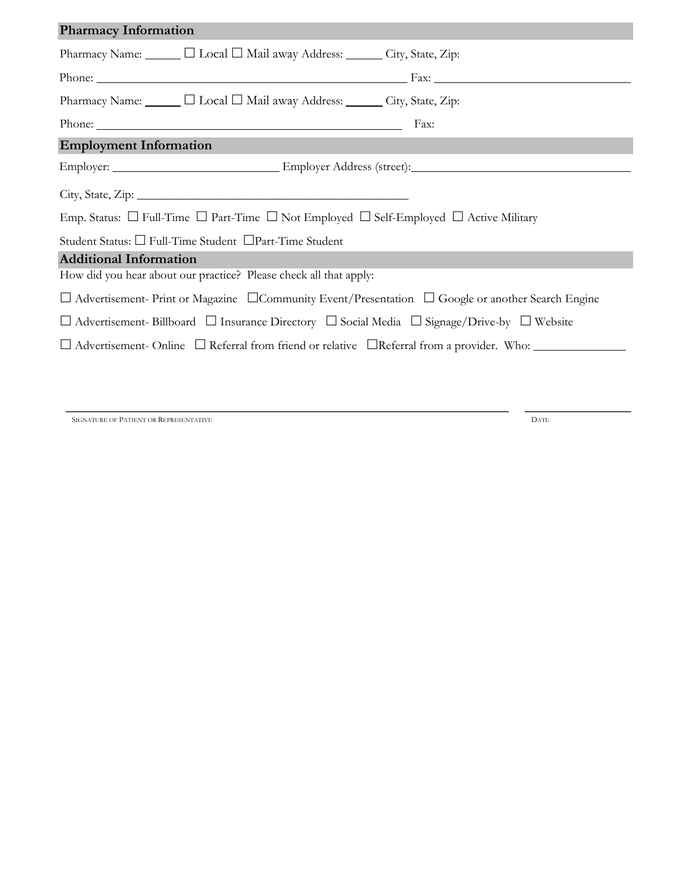## Pharmacy Information

Pharmacy Name: ______ ☐ Local ☐ Mail away Address: ______ City, State, Zip:

Phone: ______________________________ Fax: ______________________________

Pharmacy Name: ______ ☐ Local ☐ Mail away Address: ______ City, State, Zip:

Phone: ______________________________ Fax:

## Employment Information

Employer: ______________________ Employer Address (street): ______________________

City, State, Zip: ______________________________

Emp. Status: ☐ Full-Time ☐ Part-Time ☐ Not Employed ☐ Self-Employed ☐ Active Military

Student Status: ☐ Full-Time Student ☐Part-Time Student

## Additional Information

How did you hear about our practice? Please check all that apply:

☐ Advertisement- Print or Magazine ☐Community Event/Presentation ☐ Google or another Search Engine

☐ Advertisement- Billboard ☐ Insurance Directory ☐ Social Media ☐ Signage/Drive-by ☐ Website

☐ Advertisement- Online ☐ Referral from friend or relative ☐Referral from a provider. Who: _______________

______________________________________________ ______________

SIGNATURE OF PATIENT OR REPRESENTATIVE DATE